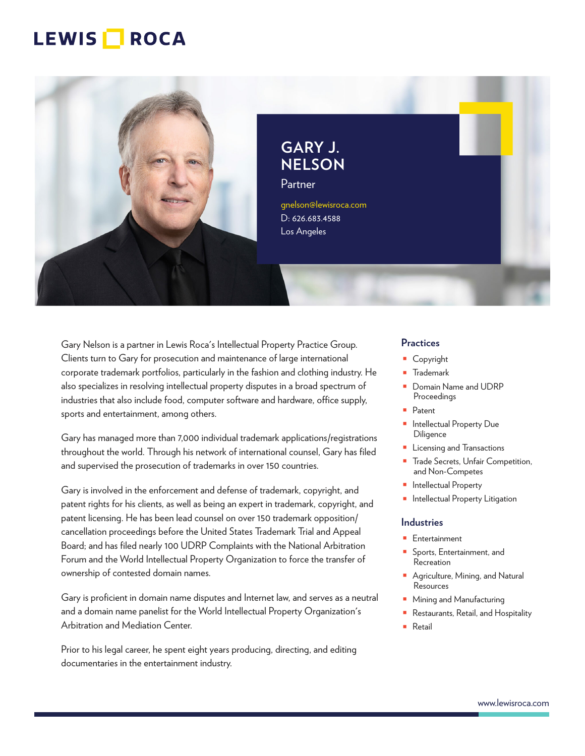# GARY J. NELSON

Partner

gnelson@lewisroca.com
D: 626.683.4588
Los Angeles

Gary Nelson is a partner in Lewis Roca's Intellectual Property Practice Group. Clients turn to Gary for prosecution and maintenance of large international corporate trademark portfolios, particularly in the fashion and clothing industry. He also specializes in resolving intellectual property disputes in a broad spectrum of industries that also include food, computer software and hardware, office supply, sports and entertainment, among others.

Gary has managed more than 7,000 individual trademark applications/registrations throughout the world. Through his network of international counsel, Gary has filed and supervised the prosecution of trademarks in over 150 countries.

Gary is involved in the enforcement and defense of trademark, copyright, and patent rights for his clients, as well as being an expert in trademark, copyright, and patent licensing. He has been lead counsel on over 150 trademark opposition/cancellation proceedings before the United States Trademark Trial and Appeal Board; and has filed nearly 100 UDRP Complaints with the National Arbitration Forum and the World Intellectual Property Organization to force the transfer of ownership of contested domain names.

Gary is proficient in domain name disputes and Internet law, and serves as a neutral and a domain name panelist for the World Intellectual Property Organization's Arbitration and Mediation Center.

Prior to his legal career, he spent eight years producing, directing, and editing documentaries in the entertainment industry.

## Practices

- Copyright
- Trademark
- Domain Name and UDRP Proceedings
- Patent
- Intellectual Property Due Diligence
- Licensing and Transactions
- Trade Secrets, Unfair Competition, and Non-Competes
- Intellectual Property
- Intellectual Property Litigation

## Industries

- Entertainment
- Sports, Entertainment, and Recreation
- Agriculture, Mining, and Natural Resources
- Mining and Manufacturing
- Restaurants, Retail, and Hospitality
- Retail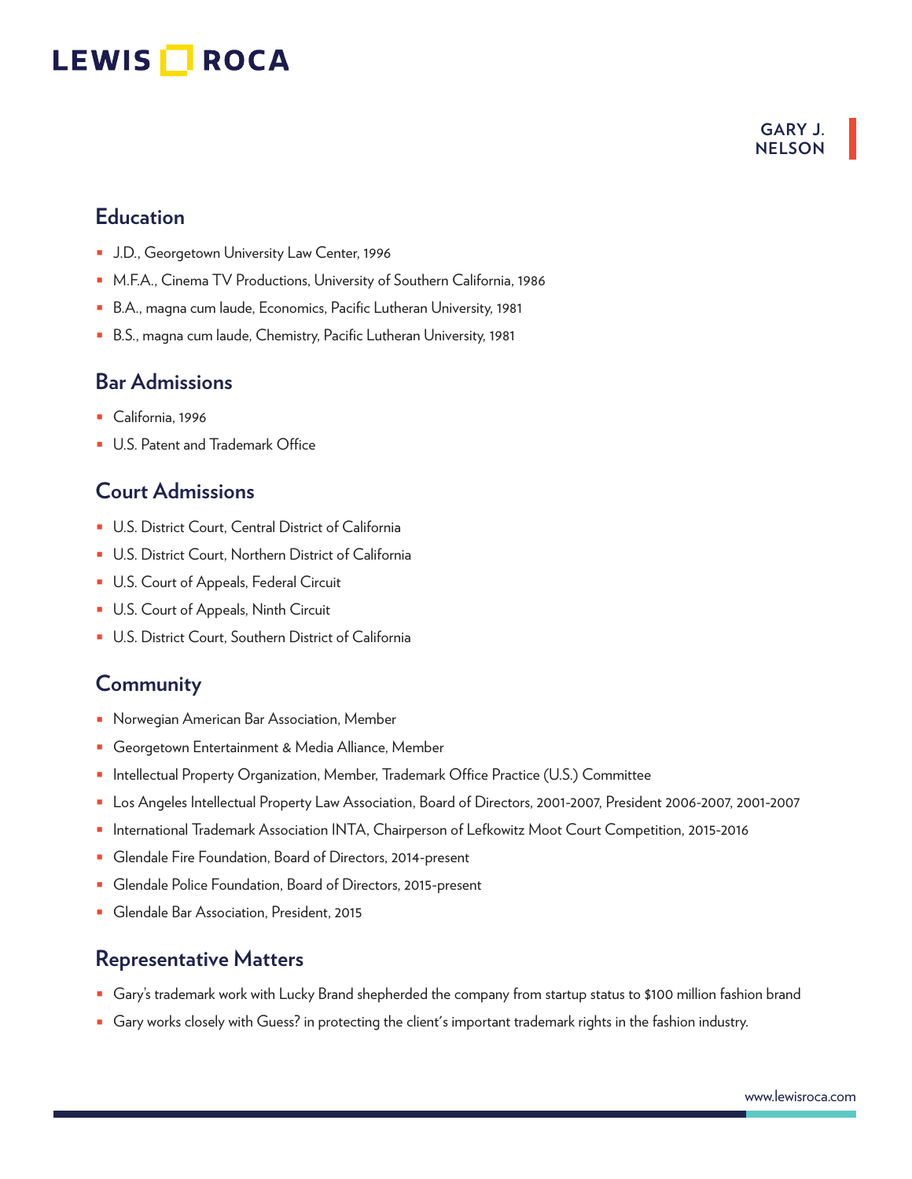GARY J. NELSON

## Education

- J.D., Georgetown University Law Center, 1996
- M.F.A., Cinema TV Productions, University of Southern California, 1986
- B.A., magna cum laude, Economics, Pacific Lutheran University, 1981
- B.S., magna cum laude, Chemistry, Pacific Lutheran University, 1981

## Bar Admissions

- California, 1996
- U.S. Patent and Trademark Office

## Court Admissions

- U.S. District Court, Central District of California
- U.S. District Court, Northern District of California
- U.S. Court of Appeals, Federal Circuit
- U.S. Court of Appeals, Ninth Circuit
- U.S. District Court, Southern District of California

## Community

- Norwegian American Bar Association, Member
- Georgetown Entertainment & Media Alliance, Member
- Intellectual Property Organization, Member, Trademark Office Practice (U.S.) Committee
- Los Angeles Intellectual Property Law Association, Board of Directors, 2001-2007, President 2006-2007, 2001-2007
- International Trademark Association INTA, Chairperson of Lefkowitz Moot Court Competition, 2015-2016
- Glendale Fire Foundation, Board of Directors, 2014-present
- Glendale Police Foundation, Board of Directors, 2015-present
- Glendale Bar Association, President, 2015

## Representative Matters

- Gary's trademark work with Lucky Brand shepherded the company from startup status to $100 million fashion brand
- Gary works closely with Guess? in protecting the client's important trademark rights in the fashion industry.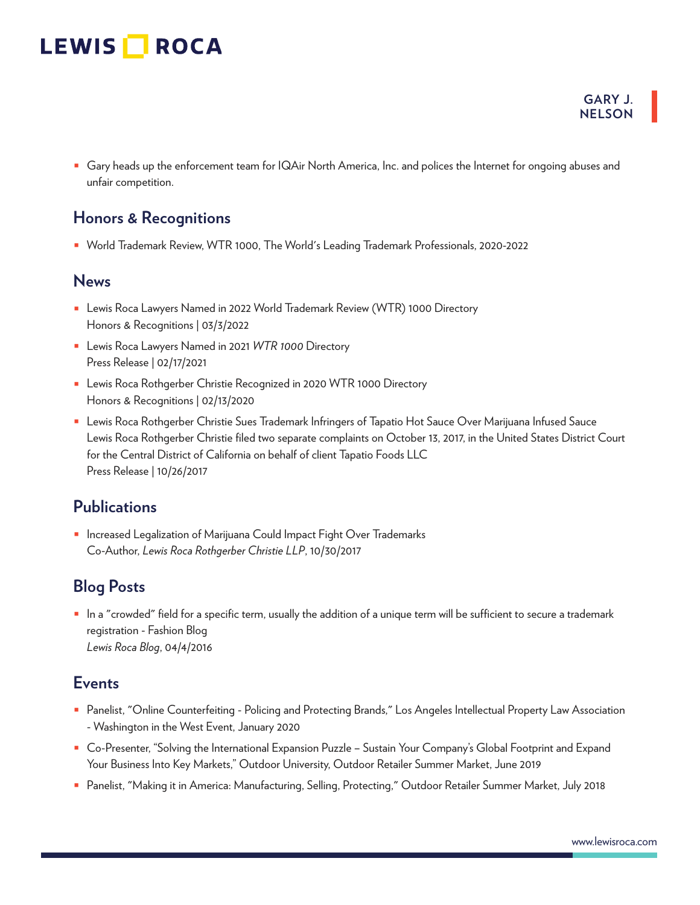- Gary heads up the enforcement team for IQAir North America, Inc. and polices the Internet for ongoing abuses and unfair competition.

## Honors & Recognitions

- World Trademark Review, WTR 1000, The World's Leading Trademark Professionals, 2020-2022

## News

- Lewis Roca Lawyers Named in 2022 World Trademark Review (WTR) 1000 Directory
  Honors & Recognitions | 03/3/2022
- Lewis Roca Lawyers Named in 2021 *WTR 1000* Directory
  Press Release | 02/17/2021
- Lewis Roca Rothgerber Christie Recognized in 2020 WTR 1000 Directory
  Honors & Recognitions | 02/13/2020
- Lewis Roca Rothgerber Christie Sues Trademark Infringers of Tapatio Hot Sauce Over Marijuana Infused Sauce
  Lewis Roca Rothgerber Christie filed two separate complaints on October 13, 2017, in the United States District Court for the Central District of California on behalf of client Tapatio Foods LLC
  Press Release | 10/26/2017

## Publications

- Increased Legalization of Marijuana Could Impact Fight Over Trademarks
  Co-Author, *Lewis Roca Rothgerber Christie LLP*, 10/30/2017

## Blog Posts

- In a "crowded" field for a specific term, usually the addition of a unique term will be sufficient to secure a trademark registration - Fashion Blog
  *Lewis Roca Blog*, 04/4/2016

## Events

- Panelist, "Online Counterfeiting - Policing and Protecting Brands," Los Angeles Intellectual Property Law Association - Washington in the West Event, January 2020
- Co-Presenter, "Solving the International Expansion Puzzle – Sustain Your Company's Global Footprint and Expand Your Business Into Key Markets," Outdoor University, Outdoor Retailer Summer Market, June 2019
- Panelist, "Making it in America: Manufacturing, Selling, Protecting," Outdoor Retailer Summer Market, July 2018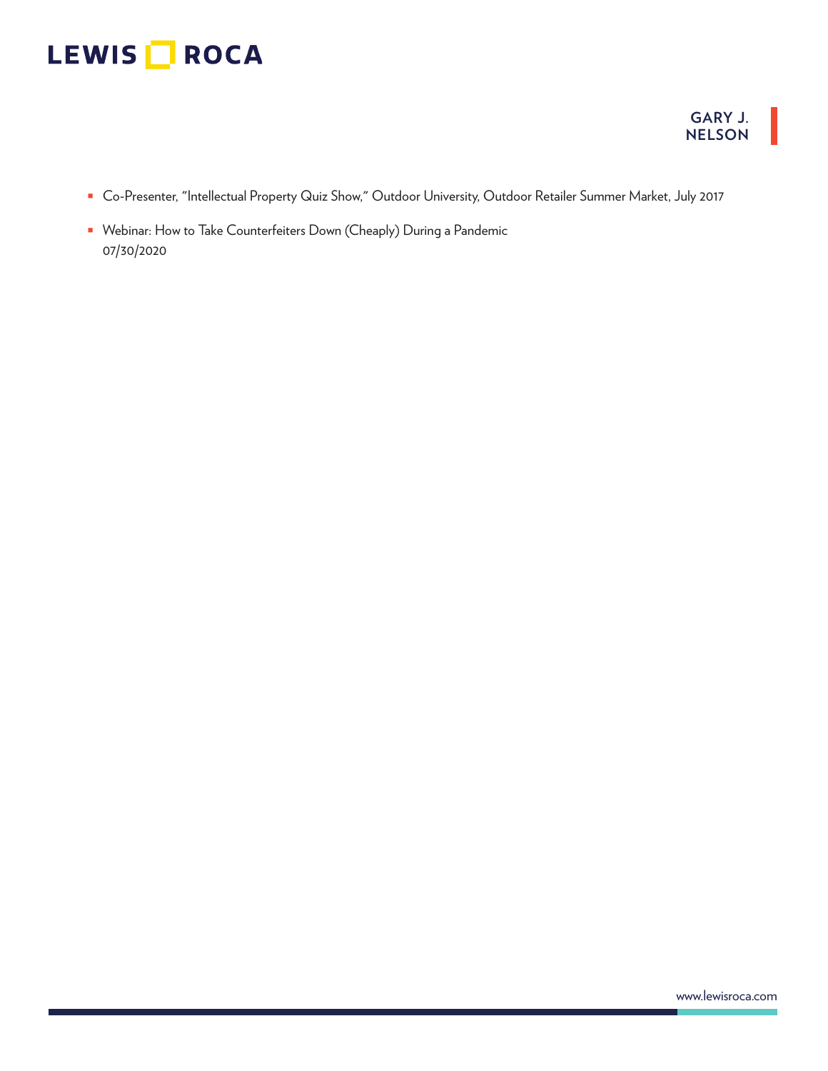- Co-Presenter, "Intellectual Property Quiz Show," Outdoor University, Outdoor Retailer Summer Market, July 2017
- Webinar: How to Take Counterfeiters Down (Cheaply) During a Pandemic
  07/30/2020